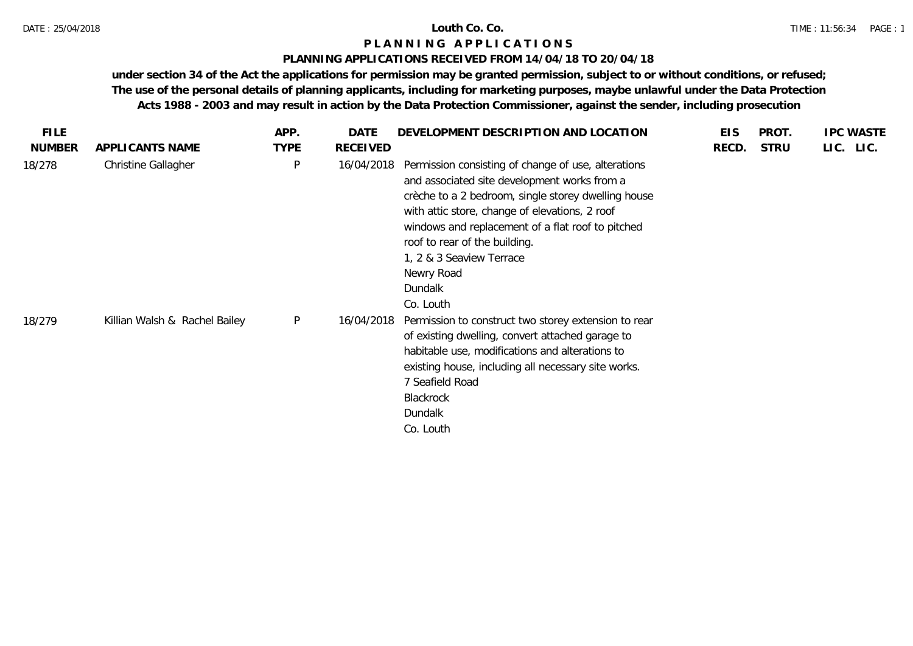# Louth Co. Co.

## P L A N N I N G   A P P L I C A T I O N S

### PLANNING APPLICATIONS RECEIVED FROM 14/04/18 TO 20/04/18

**under section 34 of the Act the applications for permission may be granted permission, subject to or without conditions, or refused; The use of the personal details of planning applicants, including for marketing purposes, maybe unlawful under the Data Protection Acts 1988 - 2003 and may result in action by the Data Protection Commissioner, against the sender, including prosecution**

| FILE NUMBER | APPLICANTS NAME | APP. TYPE | DATE RECEIVED | DEVELOPMENT DESCRIPTION AND LOCATION | EIS RECD. | PROT. STRU | IPC LIC. | WASTE LIC. |
|---|---|---|---|---|---|---|---|---|
| 18/278 | Christine Gallagher | P | 16/04/2018 | Permission consisting of change of use, alterations and associated site development works from a crèche to a 2 bedroom, single storey dwelling house with attic store, change of elevations, 2 roof windows and replacement of a flat roof to pitched roof to rear of the building.<br>1, 2 & 3 Seaview Terrace<br>Newry Road<br>Dundalk<br>Co. Louth | | | | |
| 18/279 | Killian Walsh & Rachel Bailey | P | 16/04/2018 | Permission to construct two storey extension to rear of existing dwelling, convert attached garage to habitable use, modifications and alterations to existing house, including all necessary site works.<br>7 Seafield Road<br>Blackrock<br>Dundalk<br>Co. Louth | | | | |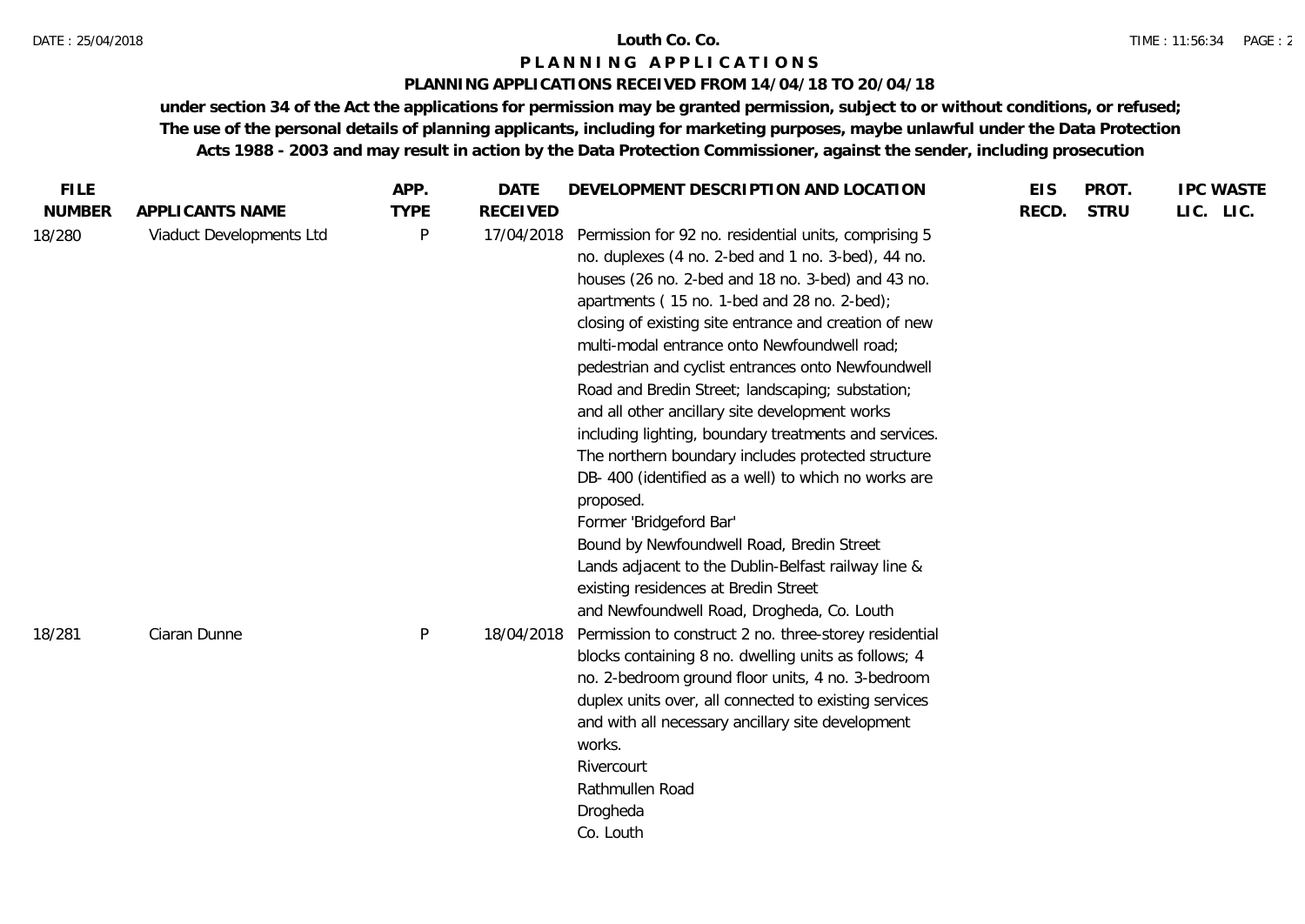# Louth Co. Co.

## PLANNING APPLICATIONS

### PLANNING APPLICATIONS RECEIVED FROM 14/04/18 TO 20/04/18

**under section 34 of the Act the applications for permission may be granted permission, subject to or without conditions, or refused; The use of the personal details of planning applicants, including for marketing purposes, maybe unlawful under the Data Protection Acts 1988 - 2003 and may result in action by the Data Protection Commissioner, against the sender, including prosecution**

| FILE NUMBER | APPLICANTS NAME | APP. TYPE | DATE RECEIVED | DEVELOPMENT DESCRIPTION AND LOCATION | EIS RECD. | PROT. STRU | IPC LIC. | WASTE LIC. |
|---|---|---|---|---|---|---|---|---|
| 18/280 | Viaduct Developments Ltd | P | 17/04/2018 | Permission for 92 no. residential units, comprising 5 no. duplexes (4 no. 2-bed and 1 no. 3-bed), 44 no. houses (26 no. 2-bed and 18 no. 3-bed) and 43 no. apartments ( 15 no. 1-bed and 28 no. 2-bed); closing of existing site entrance and creation of new multi-modal entrance onto Newfoundwell road; pedestrian and cyclist entrances onto Newfoundwell Road and Bredin Street; landscaping; substation; and all other ancillary site development works including lighting, boundary treatments and services. The northern boundary includes protected structure DB- 400 (identified as a well) to which no works are proposed.<br>Former 'Bridgeford Bar'<br>Bound by Newfoundwell Road, Bredin Street<br>Lands adjacent to the Dublin-Belfast railway line & existing residences at Bredin Street<br>and Newfoundwell Road, Drogheda, Co. Louth | | | | |
| 18/281 | Ciaran Dunne | P | 18/04/2018 | Permission to construct 2 no. three-storey residential blocks containing 8 no. dwelling units as follows; 4 no. 2-bedroom ground floor units, 4 no. 3-bedroom duplex units over, all connected to existing services and with all necessary ancillary site development works.<br>Rivercourt<br>Rathmullen Road<br>Drogheda<br>Co. Louth | | | | |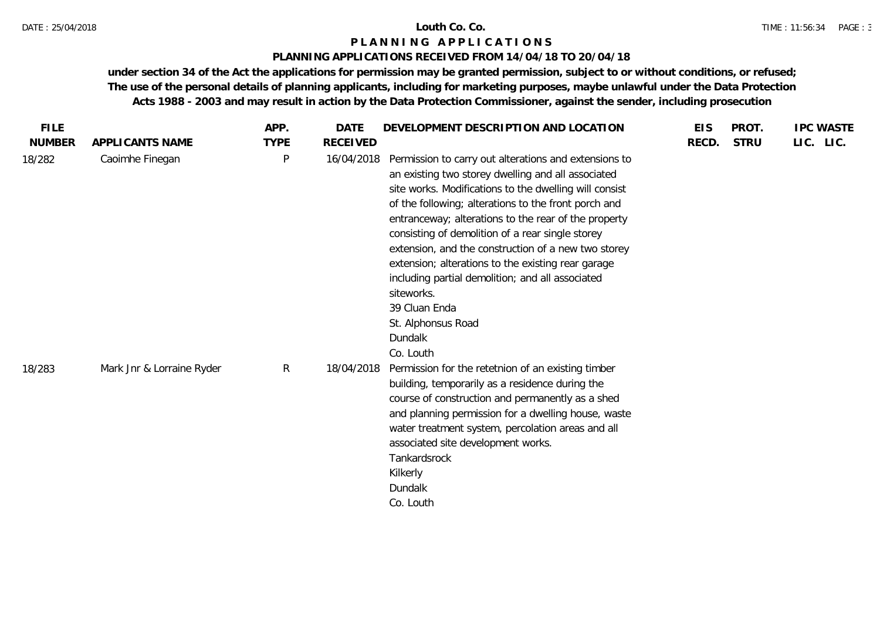**Louth Co. Co.**

**P L A N N I N G   A P P L I C A T I O N S**

**PLANNING APPLICATIONS RECEIVED FROM 14/04/18 TO 20/04/18**

**under section 34 of the Act the applications for permission may be granted permission, subject to or without conditions, or refused; The use of the personal details of planning applicants, including for marketing purposes, maybe unlawful under the Data Protection Acts 1988 - 2003 and may result in action by the Data Protection Commissioner, against the sender, including prosecution**

| FILE NUMBER | APPLICANTS NAME | APP. TYPE | DATE RECEIVED | DEVELOPMENT DESCRIPTION AND LOCATION | EIS RECD. | PROT. STRU | IPC LIC. | WASTE LIC. |
|---|---|---|---|---|---|---|---|---|
| 18/282 | Caoimhe Finegan | P | 16/04/2018 | Permission to carry out alterations and extensions to an existing two storey dwelling and all associated site works. Modifications to the dwelling will consist of the following; alterations to the front porch and entranceway; alterations to the rear of the property consisting of demolition of a rear single storey extension, and the construction of a new two storey extension; alterations to the existing rear garage including partial demolition; and all associated siteworks.<br>39 Cluan Enda<br>St. Alphonsus Road<br>Dundalk<br>Co. Louth | | | | |
| 18/283 | Mark Jnr & Lorraine Ryder | R | 18/04/2018 | Permission for the retetnion of an existing timber building, temporarily as a residence during the course of construction and permanently as a shed and planning permission for a dwelling house, waste water treatment system, percolation areas and all associated site development works.<br>Tankardsrock<br>Kilkerly<br>Dundalk<br>Co. Louth | | | | |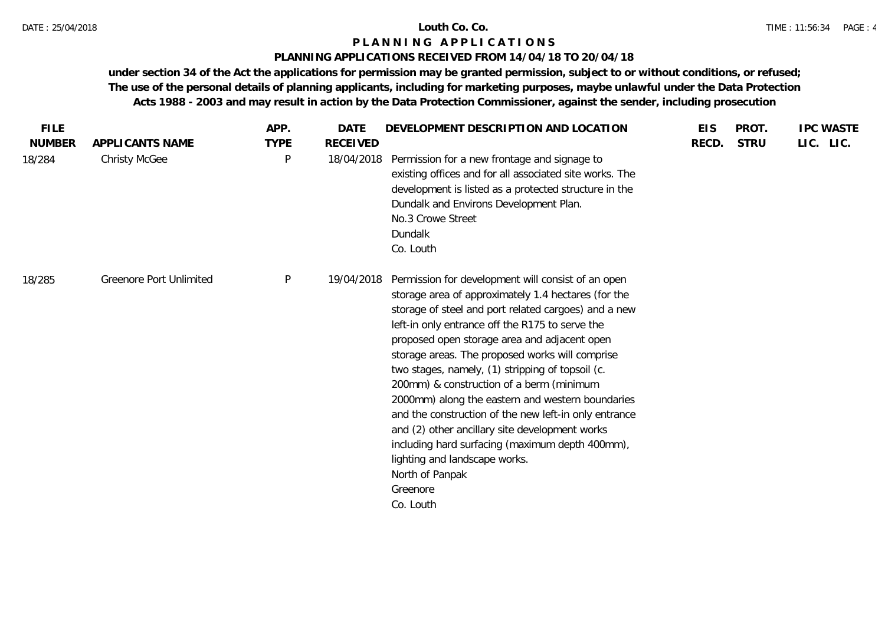**Louth Co. Co.**

# P L A N N I N G A P P L I C A T I O N S

## PLANNING APPLICATIONS RECEIVED FROM 14/04/18 TO 20/04/18

**under section 34 of the Act the applications for permission may be granted permission, subject to or without conditions, or refused; The use of the personal details of planning applicants, including for marketing purposes, maybe unlawful under the Data Protection Acts 1988 - 2003 and may result in action by the Data Protection Commissioner, against the sender, including prosecution**

| FILE NUMBER | APPLICANTS NAME | APP. TYPE | DATE RECEIVED | DEVELOPMENT DESCRIPTION AND LOCATION | EIS RECD. | PROT. STRU | IPC LIC. | WASTE LIC. |
|---|---|---|---|---|---|---|---|---|
| 18/284 | Christy McGee | P | 18/04/2018 | Permission for a new frontage and signage to existing offices and for all associated site works. The development is listed as a protected structure in the Dundalk and Environs Development Plan.<br>No.3 Crowe Street<br>Dundalk<br>Co. Louth | | | | |
| 18/285 | Greenore Port Unlimited | P | 19/04/2018 | Permission for development will consist of an open storage area of approximately 1.4 hectares (for the storage of steel and port related cargoes) and a new left-in only entrance off the R175 to serve the proposed open storage area and adjacent open storage areas. The proposed works will comprise two stages, namely, (1) stripping of topsoil (c. 200mm) & construction of a berm (minimum 2000mm) along the eastern and western boundaries and the construction of the new left-in only entrance and (2) other ancillary site development works including hard surfacing (maximum depth 400mm), lighting and landscape works.<br>North of Panpak<br>Greenore<br>Co. Louth | | | | |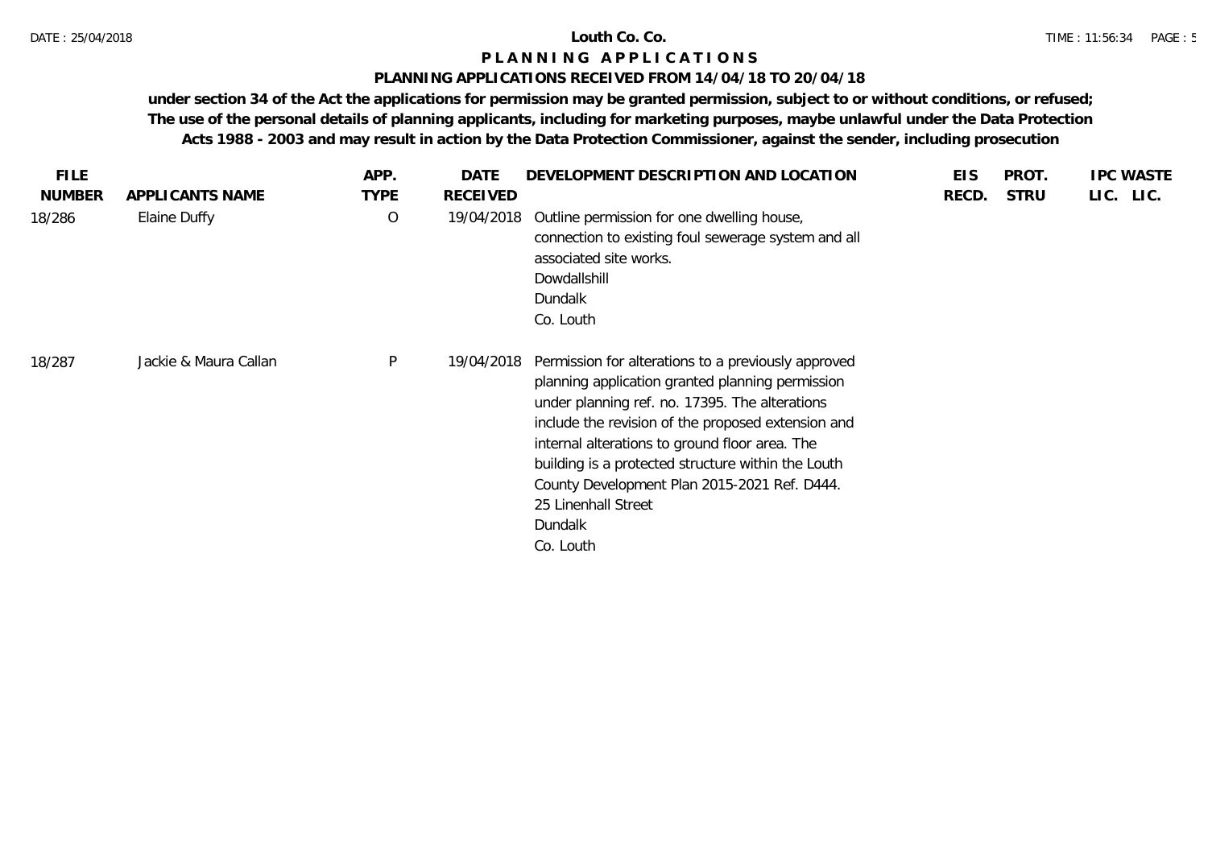**Louth Co. Co.**

# PLANNING APPLICATIONS

## PLANNING APPLICATIONS RECEIVED FROM 14/04/18 TO 20/04/18

**under section 34 of the Act the applications for permission may be granted permission, subject to or without conditions, or refused; The use of the personal details of planning applicants, including for marketing purposes, maybe unlawful under the Data Protection Acts 1988 - 2003 and may result in action by the Data Protection Commissioner, against the sender, including prosecution**

| FILE NUMBER | APPLICANTS NAME | APP. TYPE | DATE RECEIVED | DEVELOPMENT DESCRIPTION AND LOCATION | EIS RECD. | PROT. STRU | IPC LIC. | WASTE LIC. |
|---|---|---|---|---|---|---|---|---|
| 18/286 | Elaine Duffy | O | 19/04/2018 | Outline permission for one dwelling house, connection to existing foul sewerage system and all associated site works.<br>Dowdallshill<br>Dundalk<br>Co. Louth | | | | |
| 18/287 | Jackie & Maura Callan | P | 19/04/2018 | Permission for alterations to a previously approved planning application granted planning permission under planning ref. no. 17395. The alterations include the revision of the proposed extension and internal alterations to ground floor area. The building is a protected structure within the Louth County Development Plan 2015-2021 Ref. D444.<br>25 Linenhall Street<br>Dundalk<br>Co. Louth | | | | |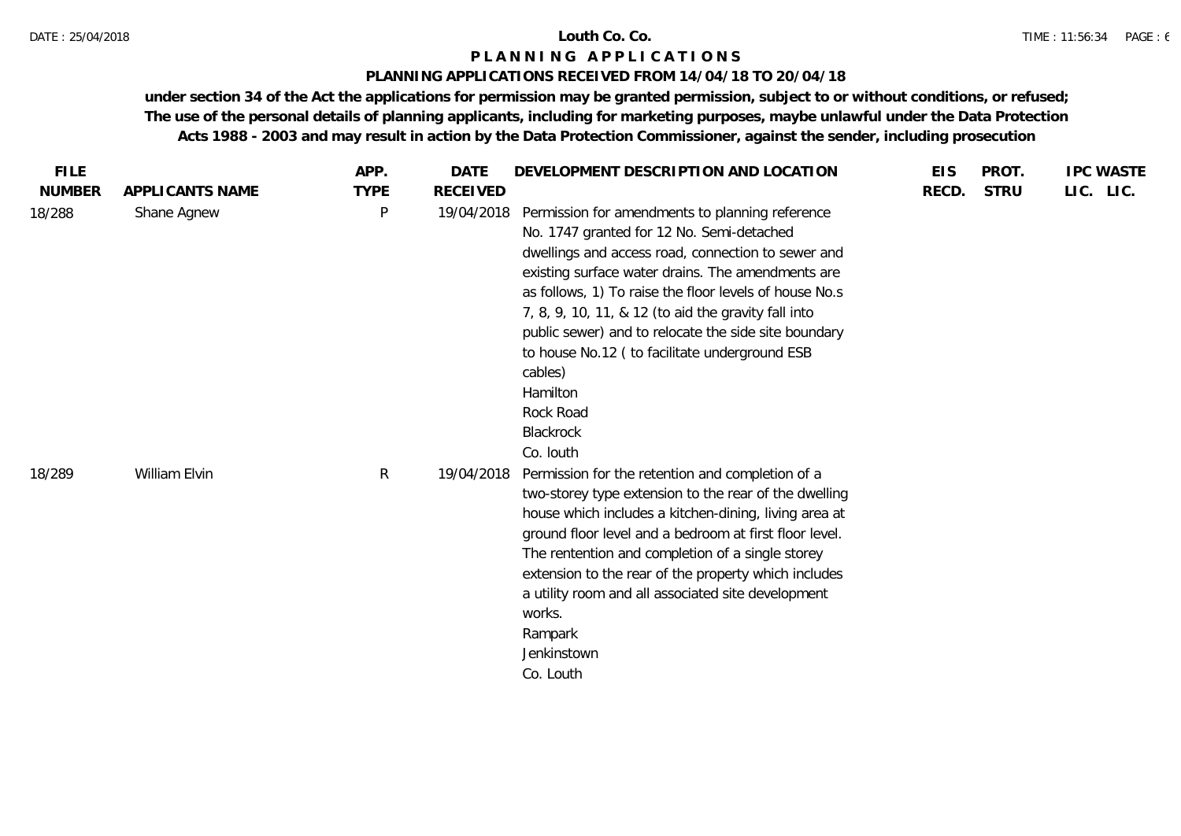**Louth Co. Co.**

**P L A N N I N G  A P P L I C A T I O N S**

**PLANNING APPLICATIONS RECEIVED FROM 14/04/18 TO 20/04/18**

**under section 34 of the Act the applications for permission may be granted permission, subject to or without conditions, or refused; The use of the personal details of planning applicants, including for marketing purposes, maybe unlawful under the Data Protection Acts 1988 - 2003 and may result in action by the Data Protection Commissioner, against the sender, including prosecution**

| FILE NUMBER | APPLICANTS NAME | APP. TYPE | DATE RECEIVED | DEVELOPMENT DESCRIPTION AND LOCATION | EIS RECD. | PROT. STRU | IPC LIC. | WASTE LIC. |
|---|---|---|---|---|---|---|---|---|
| 18/288 | Shane Agnew | P | 19/04/2018 | Permission for amendments to planning reference No. 1747 granted for 12 No. Semi-detached dwellings and access road, connection to sewer and existing surface water drains. The amendments are as follows, 1) To raise the floor levels of house No.s 7, 8, 9, 10, 11, & 12 (to aid the gravity fall into public sewer) and to relocate the side site boundary to house No.12 ( to facilitate underground ESB cables)<br>Hamilton<br>Rock Road<br>Blackrock<br>Co. louth | | | | |
| 18/289 | William Elvin | R | 19/04/2018 | Permission for the retention and completion of a two-storey type extension to the rear of the dwelling house which includes a kitchen-dining, living area at ground floor level and a bedroom at first floor level. The rentention and completion of a single storey extension to the rear of the property which includes a utility room and all associated site development works.<br>Rampark<br>Jenkinstown<br>Co. Louth | | | | |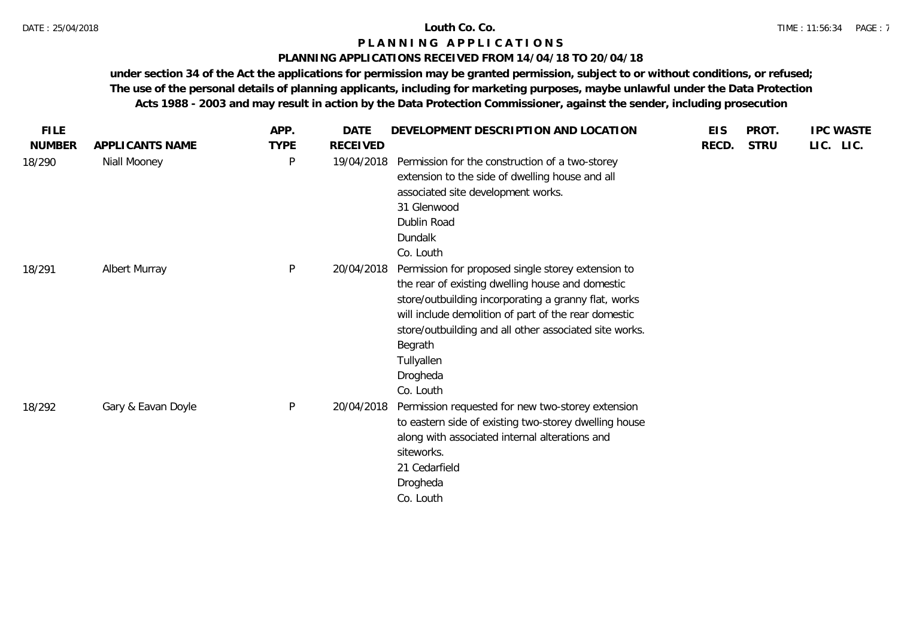**Louth Co. Co.**

# P L A N N I N G   A P P L I C A T I O N S

**PLANNING APPLICATIONS RECEIVED FROM 14/04/18 TO 20/04/18**

**under section 34 of the Act the applications for permission may be granted permission, subject to or without conditions, or refused; The use of the personal details of planning applicants, including for marketing purposes, maybe unlawful under the Data Protection Acts 1988 - 2003 and may result in action by the Data Protection Commissioner, against the sender, including prosecution**

| FILE NUMBER | APPLICANTS NAME | APP. TYPE | DATE RECEIVED | DEVELOPMENT DESCRIPTION AND LOCATION | EIS RECD. | PROT. STRU | IPC LIC. | WASTE LIC. |
|---|---|---|---|---|---|---|---|---|
| 18/290 | Niall Mooney | P | 19/04/2018 | Permission for the construction of a two-storey extension to the side of dwelling house and all associated site development works.<br>31 Glenwood<br>Dublin Road<br>Dundalk<br>Co. Louth | | | | |
| 18/291 | Albert Murray | P | 20/04/2018 | Permission for proposed single storey extension to the rear of existing dwelling house and domestic store/outbuilding incorporating a granny flat, works will include demolition of part of the rear domestic store/outbuilding and all other associated site works.<br>Begrath<br>Tullyallen<br>Drogheda<br>Co. Louth | | | | |
| 18/292 | Gary & Eavan Doyle | P | 20/04/2018 | Permission requested for new two-storey extension to eastern side of existing two-storey dwelling house along with associated internal alterations and siteworks.<br>21 Cedarfield<br>Drogheda<br>Co. Louth | | | | |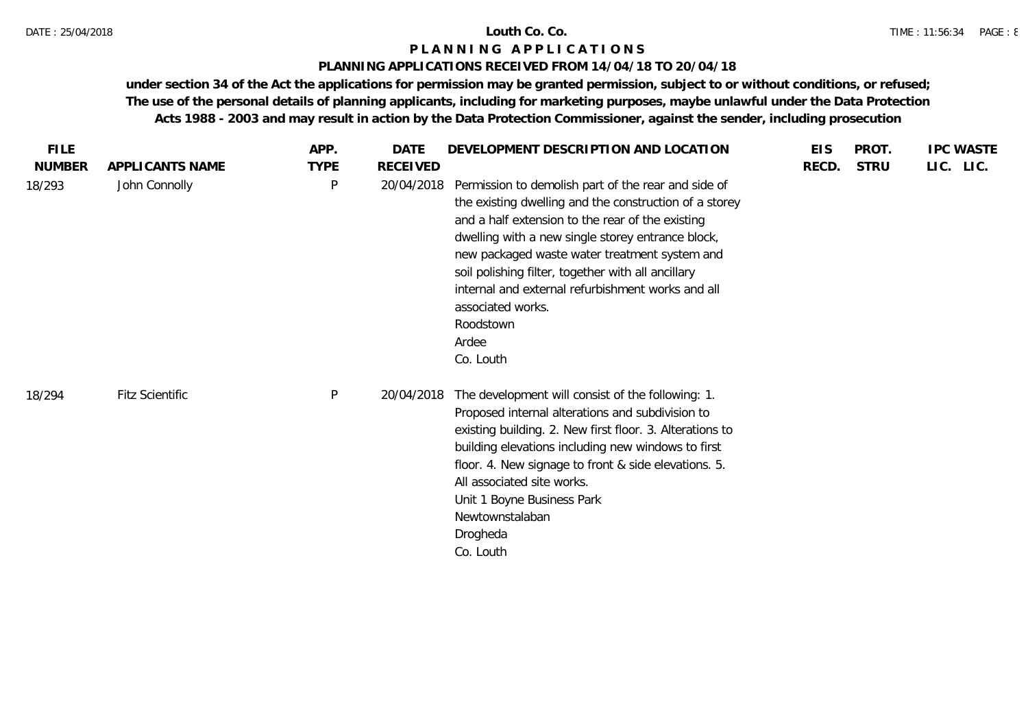**Louth Co. Co.**

# P L A N N I N G   A P P L I C A T I O N S

## PLANNING APPLICATIONS RECEIVED FROM 14/04/18 TO 20/04/18

**under section 34 of the Act the applications for permission may be granted permission, subject to or without conditions, or refused; The use of the personal details of planning applicants, including for marketing purposes, maybe unlawful under the Data Protection Acts 1988 - 2003 and may result in action by the Data Protection Commissioner, against the sender, including prosecution**

| FILE NUMBER | APPLICANTS NAME | APP. TYPE | DATE RECEIVED | DEVELOPMENT DESCRIPTION AND LOCATION | EIS RECD. | PROT. STRU | IPC LIC. | WASTE LIC. |
|---|---|---|---|---|---|---|---|---|
| 18/293 | John Connolly | P | 20/04/2018 | Permission to demolish part of the rear and side of the existing dwelling and the construction of a storey and a half extension to the rear of the existing dwelling with a new single storey entrance block, new packaged waste water treatment system and soil polishing filter, together with all ancillary internal and external refurbishment works and all associated works.<br>Roodstown<br>Ardee<br>Co. Louth | | | | |
| 18/294 | Fitz Scientific | P | 20/04/2018 | The development will consist of the following: 1. Proposed internal alterations and subdivision to existing building. 2. New first floor. 3. Alterations to building elevations including new windows to first floor. 4. New signage to front & side elevations. 5. All associated site works.<br>Unit 1 Boyne Business Park<br>Newtownstalaban<br>Drogheda<br>Co. Louth | | | | |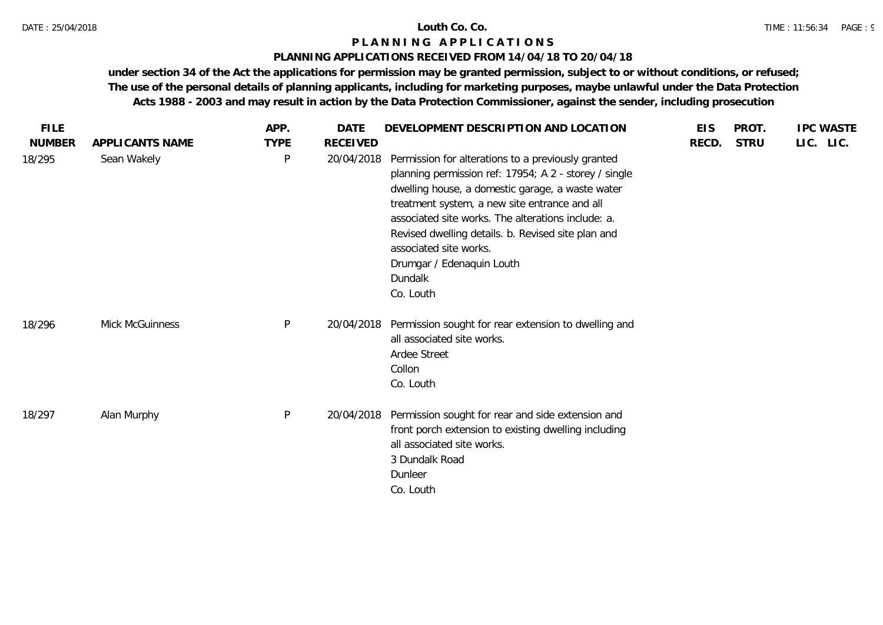# Louth Co. Co.

## P L A N N I N G   A P P L I C A T I O N S

### PLANNING APPLICATIONS RECEIVED FROM 14/04/18 TO 20/04/18

**under section 34 of the Act the applications for permission may be granted permission, subject to or without conditions, or refused; The use of the personal details of planning applicants, including for marketing purposes, maybe unlawful under the Data Protection Acts 1988 - 2003 and may result in action by the Data Protection Commissioner, against the sender, including prosecution**

| FILE NUMBER | APPLICANTS NAME | APP. TYPE | DATE RECEIVED | DEVELOPMENT DESCRIPTION AND LOCATION | EIS RECD. | PROT. STRU | IPC LIC. | WASTE LIC. |
|---|---|---|---|---|---|---|---|---|
| 18/295 | Sean Wakely | P | 20/04/2018 | Permission for alterations to a previously granted planning permission ref: 17954; A 2 - storey / single dwelling house, a domestic garage, a waste water treatment system, a new site entrance and all associated site works. The alterations include: a. Revised dwelling details. b. Revised site plan and associated site works.<br>Drumgar / Edenaquin Louth<br>Dundalk<br>Co. Louth | | | | |
| 18/296 | Mick McGuinness | P | 20/04/2018 | Permission sought for rear extension to dwelling and all associated site works.<br>Ardee Street<br>Collon<br>Co. Louth | | | | |
| 18/297 | Alan Murphy | P | 20/04/2018 | Permission sought for rear and side extension and front porch extension to existing dwelling including all associated site works.<br>3 Dundalk Road<br>Dunleer<br>Co. Louth | | | | |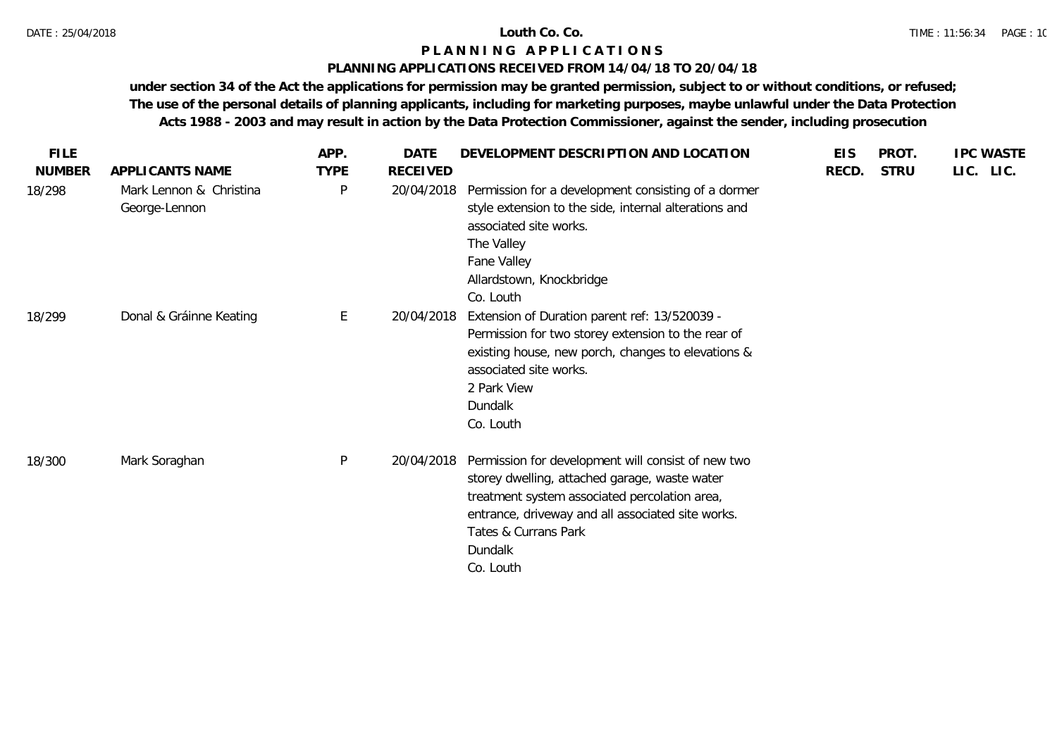# Louth Co. Co.

## P L A N N I N G   A P P L I C A T I O N S

### PLANNING APPLICATIONS RECEIVED FROM 14/04/18 TO 20/04/18

**under section 34 of the Act the applications for permission may be granted permission, subject to or without conditions, or refused; The use of the personal details of planning applicants, including for marketing purposes, maybe unlawful under the Data Protection Acts 1988 - 2003 and may result in action by the Data Protection Commissioner, against the sender, including prosecution**

| FILE NUMBER | APPLICANTS NAME | APP. TYPE | DATE RECEIVED | DEVELOPMENT DESCRIPTION AND LOCATION | EIS RECD. | PROT. STRU | IPC LIC. | WASTE LIC. |
|---|---|---|---|---|---|---|---|---|
| 18/298 | Mark Lennon & Christina George-Lennon | P | 20/04/2018 | Permission for a development consisting of a dormer style extension to the side, internal alterations and associated site works.<br>The Valley<br>Fane Valley<br>Allardstown, Knockbridge<br>Co. Louth | | | | |
| 18/299 | Donal & Gráinne Keating | E | 20/04/2018 | Extension of Duration parent ref: 13/520039 - Permission for two storey extension to the rear of existing house, new porch, changes to elevations & associated site works.<br>2 Park View<br>Dundalk<br>Co. Louth | | | | |
| 18/300 | Mark Soraghan | P | 20/04/2018 | Permission for development will consist of new two storey dwelling, attached garage, waste water treatment system associated percolation area, entrance, driveway and all associated site works.<br>Tates & Currans Park<br>Dundalk<br>Co. Louth | | | | |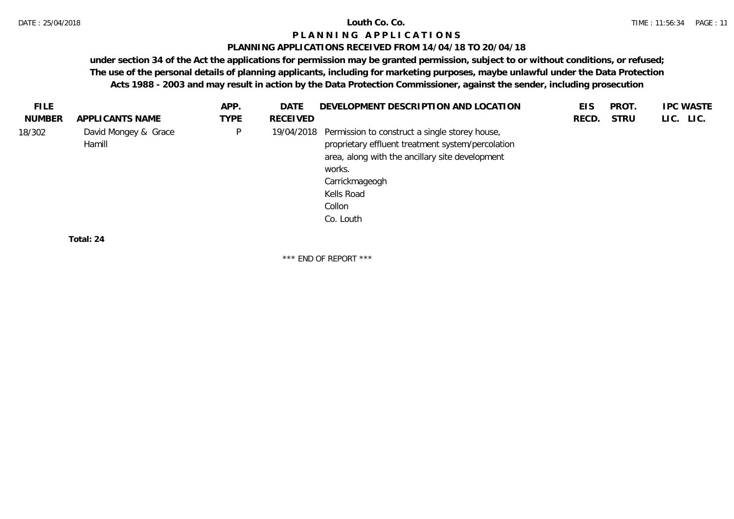**Louth Co. Co.**

**P L A N N I N G   A P P L I C A T I O N S**

**PLANNING APPLICATIONS RECEIVED FROM 14/04/18 TO 20/04/18**

**under section 34 of the Act the applications for permission may be granted permission, subject to or without conditions, or refused; The use of the personal details of planning applicants, including for marketing purposes, maybe unlawful under the Data Protection Acts 1988 - 2003 and may result in action by the Data Protection Commissioner, against the sender, including prosecution**

| FILE NUMBER | APPLICANTS NAME | APP. TYPE | DATE RECEIVED | DEVELOPMENT DESCRIPTION AND LOCATION | EIS RECD. | PROT. STRU | IPC LIC. | WASTE LIC. |
|---|---|---|---|---|---|---|---|---|
| 18/302 | David Mongey & Grace Hamill | P | 19/04/2018 | Permission to construct a single storey house, proprietary effluent treatment system/percolation area, along with the ancillary site development works.<br>Carrickmageogh<br>Kells Road<br>Collon<br>Co. Louth | | | | |

**Total: 24**

\*\*\* END OF REPORT \*\*\*